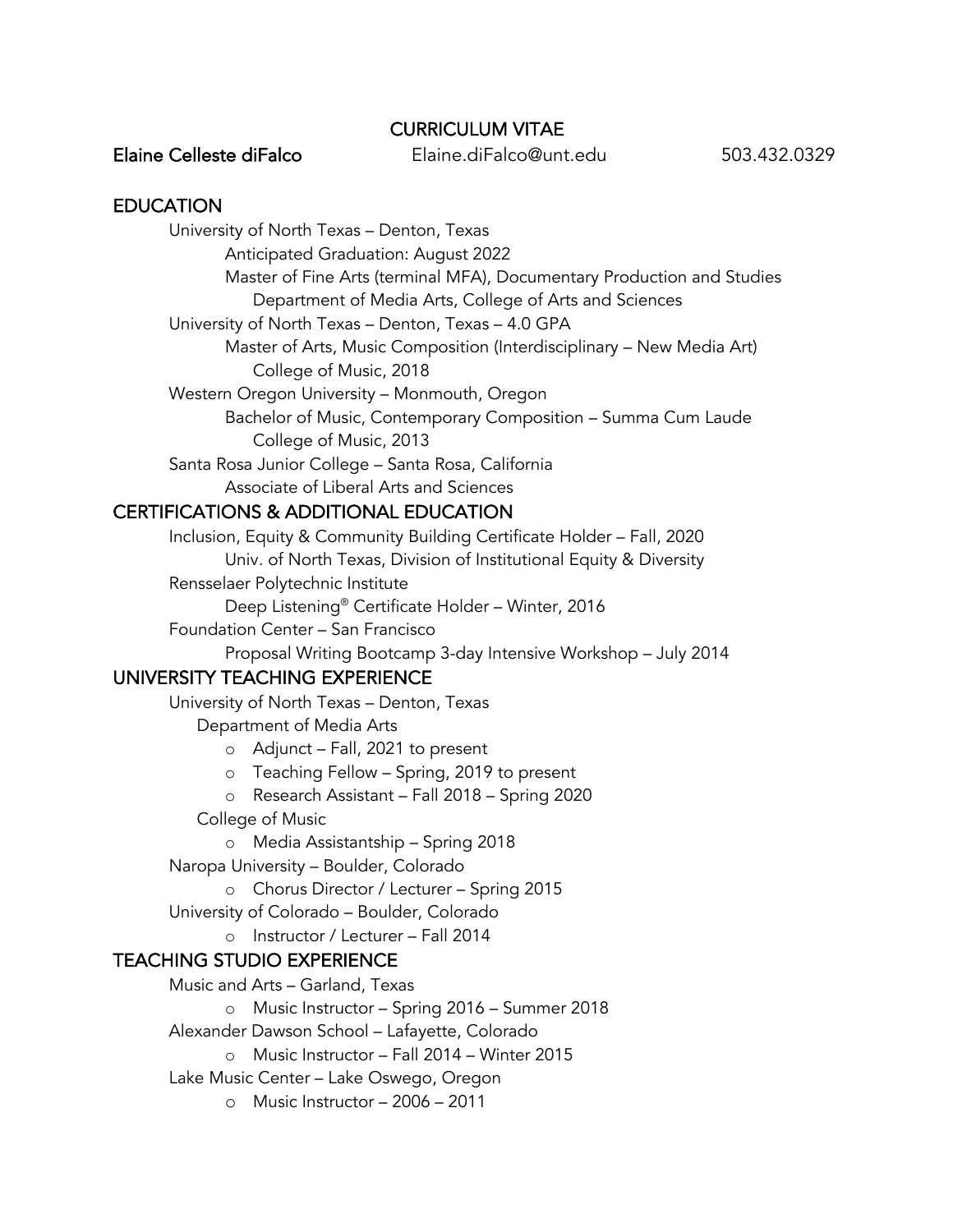# CURRICULUM VITAE

**Elaine Celleste diFalco** Elaine.diFalco@unt.edu 503.432.0329

## EDUCATION

University of North Texas – Denton, Texas
- Anticipated Graduation: August 2022
- Master of Fine Arts (terminal MFA), Documentary Production and Studies
  - Department of Media Arts, College of Arts and Sciences

University of North Texas – Denton, Texas – 4.0 GPA
- Master of Arts, Music Composition (Interdisciplinary – New Media Art)
  - College of Music, 2018

Western Oregon University – Monmouth, Oregon
- Bachelor of Music, Contemporary Composition – Summa Cum Laude
  - College of Music, 2013

Santa Rosa Junior College – Santa Rosa, California
- Associate of Liberal Arts and Sciences

## CERTIFICATIONS & ADDITIONAL EDUCATION

Inclusion, Equity & Community Building Certificate Holder – Fall, 2020
- Univ. of North Texas, Division of Institutional Equity & Diversity

Rensselaer Polytechnic Institute
- Deep Listening® Certificate Holder – Winter, 2016

Foundation Center – San Francisco
- Proposal Writing Bootcamp 3-day Intensive Workshop – July 2014

## UNIVERSITY TEACHING EXPERIENCE

University of North Texas – Denton, Texas

Department of Media Arts
- Adjunct – Fall, 2021 to present
- Teaching Fellow – Spring, 2019 to present
- Research Assistant – Fall 2018 – Spring 2020

College of Music
- Media Assistantship – Spring 2018

Naropa University – Boulder, Colorado
- Chorus Director / Lecturer – Spring 2015

University of Colorado – Boulder, Colorado
- Instructor / Lecturer – Fall 2014

## TEACHING STUDIO EXPERIENCE

Music and Arts – Garland, Texas
- Music Instructor – Spring 2016 – Summer 2018

Alexander Dawson School – Lafayette, Colorado
- Music Instructor – Fall 2014 – Winter 2015

Lake Music Center – Lake Oswego, Oregon
- Music Instructor – 2006 – 2011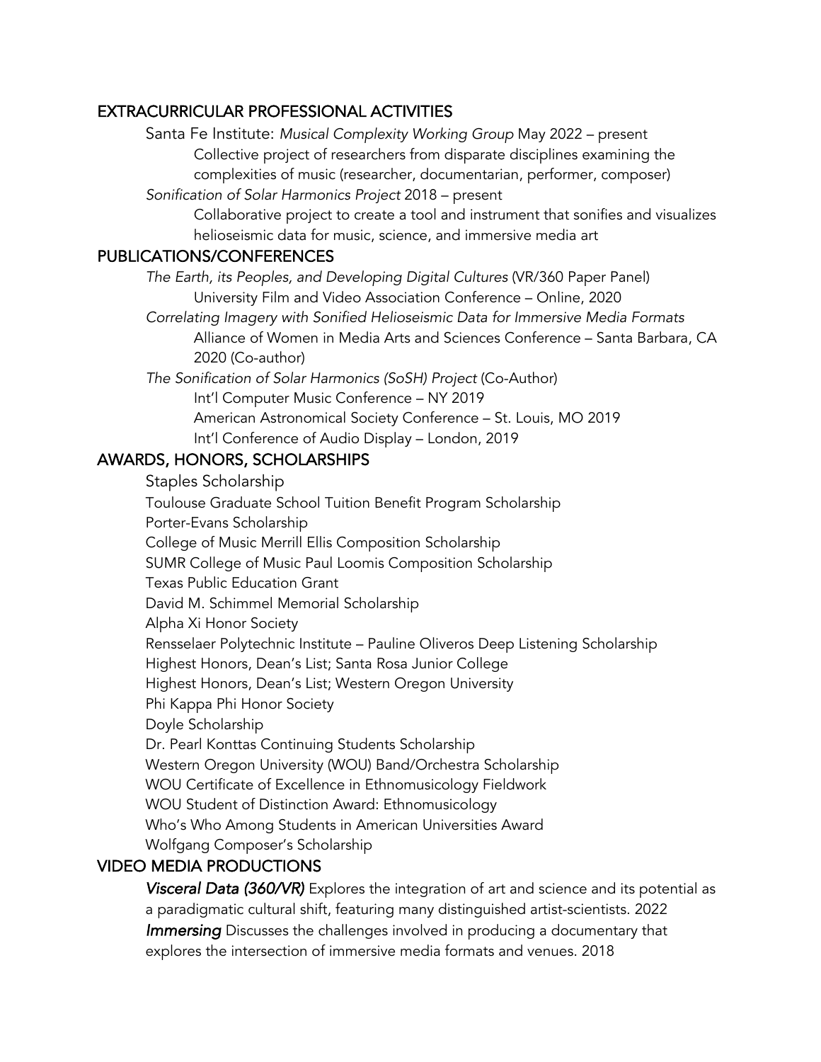## EXTRACURRICULAR PROFESSIONAL ACTIVITIES

Santa Fe Institute: *Musical Complexity Working Group* May 2022 – present

Collective project of researchers from disparate disciplines examining the complexities of music (researcher, documentarian, performer, composer)

*Sonification of Solar Harmonics Project* 2018 – present

Collaborative project to create a tool and instrument that sonifies and visualizes helioseismic data for music, science, and immersive media art

## PUBLICATIONS/CONFERENCES

*The Earth, its Peoples, and Developing Digital Cultures* (VR/360 Paper Panel)

University Film and Video Association Conference – Online, 2020

*Correlating Imagery with Sonified Helioseismic Data for Immersive Media Formats*

Alliance of Women in Media Arts and Sciences Conference – Santa Barbara, CA 2020 (Co-author)

*The Sonification of Solar Harmonics (SoSH) Project* (Co-Author)

Int'l Computer Music Conference – NY 2019

American Astronomical Society Conference – St. Louis, MO 2019

Int'l Conference of Audio Display – London, 2019

## AWARDS, HONORS, SCHOLARSHIPS

Staples Scholarship

Toulouse Graduate School Tuition Benefit Program Scholarship

Porter-Evans Scholarship

College of Music Merrill Ellis Composition Scholarship

SUMR College of Music Paul Loomis Composition Scholarship

Texas Public Education Grant

David M. Schimmel Memorial Scholarship

Alpha Xi Honor Society

Rensselaer Polytechnic Institute – Pauline Oliveros Deep Listening Scholarship

Highest Honors, Dean's List; Santa Rosa Junior College

Highest Honors, Dean's List; Western Oregon University

Phi Kappa Phi Honor Society

Doyle Scholarship

Dr. Pearl Konttas Continuing Students Scholarship

Western Oregon University (WOU) Band/Orchestra Scholarship

WOU Certificate of Excellence in Ethnomusicology Fieldwork

WOU Student of Distinction Award: Ethnomusicology

Who's Who Among Students in American Universities Award

Wolfgang Composer's Scholarship

## VIDEO MEDIA PRODUCTIONS

***Visceral Data (360/VR)*** Explores the integration of art and science and its potential as a paradigmatic cultural shift, featuring many distinguished artist-scientists. 2022

***Immersing*** Discusses the challenges involved in producing a documentary that explores the intersection of immersive media formats and venues. 2018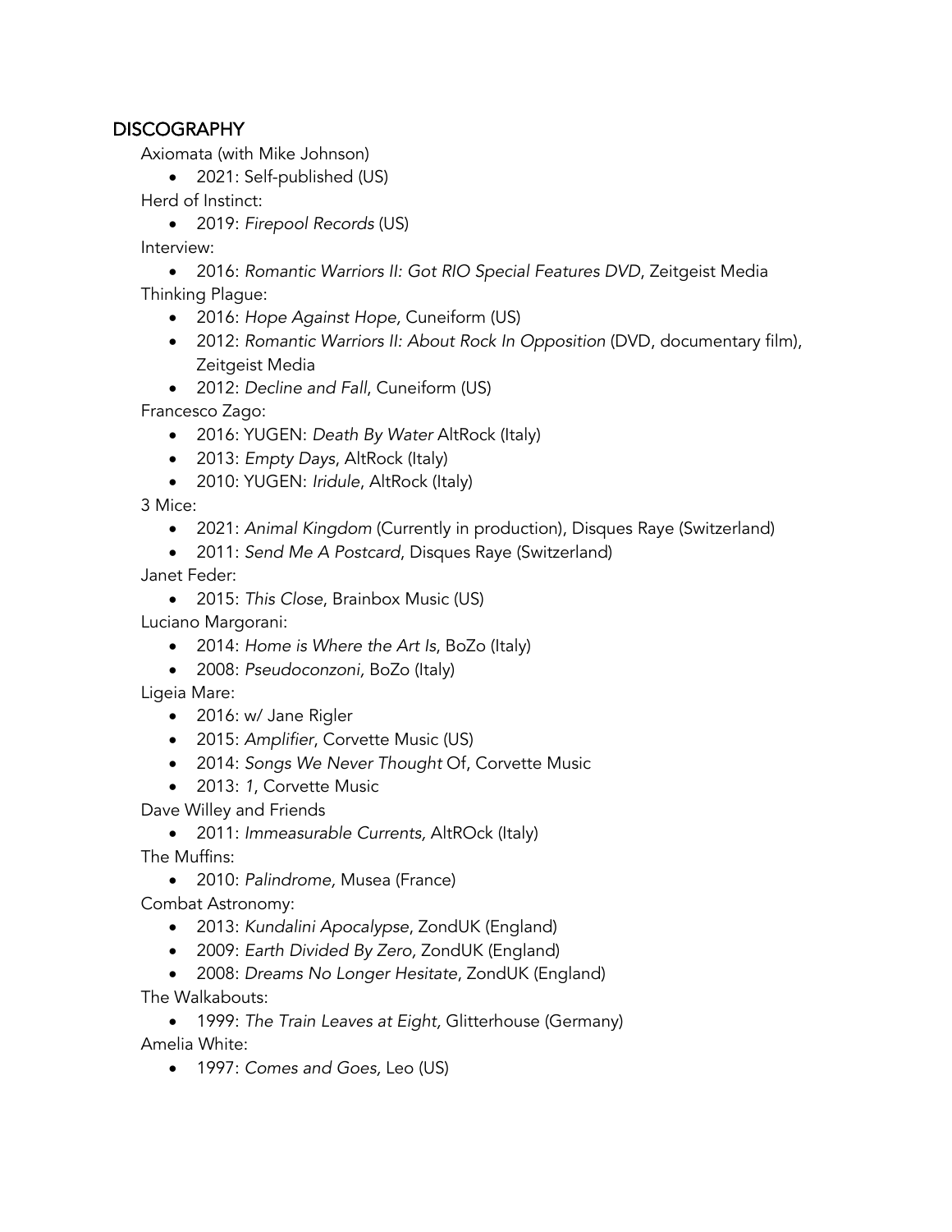## DISCOGRAPHY

Axiomata (with Mike Johnson)

- 2021: Self-published (US)

Herd of Instinct:

- 2019: *Firepool Records* (US)

Interview:

- 2016: *Romantic Warriors II: Got RIO Special Features DVD*, Zeitgeist Media

Thinking Plague:

- 2016: *Hope Against Hope*, Cuneiform (US)
- 2012: *Romantic Warriors II: About Rock In Opposition* (DVD, documentary film), Zeitgeist Media
- 2012: *Decline and Fall*, Cuneiform (US)

Francesco Zago:

- 2016: YUGEN: *Death By Water* AltRock (Italy)
- 2013: *Empty Days*, AltRock (Italy)
- 2010: YUGEN: *Iridule*, AltRock (Italy)

3 Mice:

- 2021: *Animal Kingdom* (Currently in production), Disques Raye (Switzerland)
- 2011: *Send Me A Postcard*, Disques Raye (Switzerland)

Janet Feder:

- 2015: *This Close*, Brainbox Music (US)

Luciano Margorani:

- 2014: *Home is Where the Art Is*, BoZo (Italy)
- 2008: *Pseudoconzoni,* BoZo (Italy)

Ligeia Mare:

- 2016: w/ Jane Rigler
- 2015: *Amplifier*, Corvette Music (US)
- 2014: *Songs We Never Thought* Of, Corvette Music
- 2013: *1*, Corvette Music

Dave Willey and Friends

- 2011: *Immeasurable Currents,* AltROck (Italy)

The Muffins:

- 2010: *Palindrome,* Musea (France)

Combat Astronomy:

- 2013: *Kundalini Apocalypse*, ZondUK (England)
- 2009: *Earth Divided By Zero,* ZondUK (England)
- 2008: *Dreams No Longer Hesitate*, ZondUK (England)

The Walkabouts:

- 1999: *The Train Leaves at Eight,* Glitterhouse (Germany)

Amelia White:

- 1997: *Comes and Goes,* Leo (US)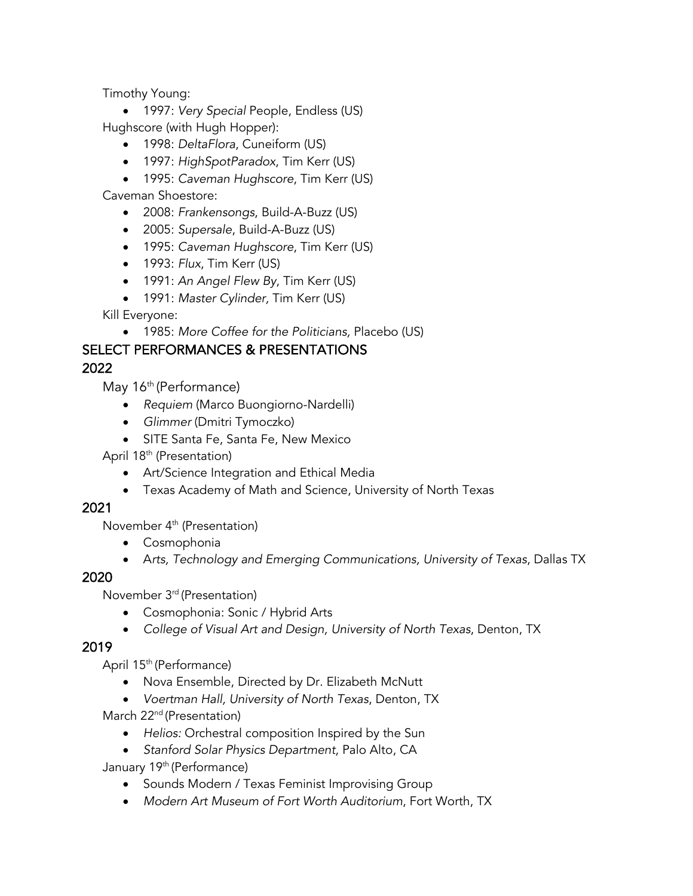Timothy Young:

- 1997: *Very Special* People, Endless (US)

Hughscore (with Hugh Hopper):

- 1998: *DeltaFlora*, Cuneiform (US)
- 1997: *HighSpotParadox*, Tim Kerr (US)
- 1995: *Caveman Hughscore*, Tim Kerr (US)

Caveman Shoestore:

- 2008: *Frankensongs*, Build-A-Buzz (US)
- 2005: *Supersale*, Build-A-Buzz (US)
- 1995: *Caveman Hughscore*, Tim Kerr (US)
- 1993: *Flux*, Tim Kerr (US)
- 1991: *An Angel Flew By*, Tim Kerr (US)
- 1991: *Master Cylinder,* Tim Kerr (US)

Kill Everyone:

- 1985: *More Coffee for the Politicians,* Placebo (US)

## SELECT PERFORMANCES & PRESENTATIONS

### 2022

May 16th (Performance)

- *Requiem* (Marco Buongiorno-Nardelli)
- *Glimmer* (Dmitri Tymoczko)
- SITE Santa Fe, Santa Fe, New Mexico

April 18th (Presentation)

- Art/Science Integration and Ethical Media
- Texas Academy of Math and Science, University of North Texas

### 2021

November 4th (Presentation)

- Cosmophonia
- A*rts, Technology and Emerging Communications, University of Texas*, Dallas TX

### 2020

November 3rd (Presentation)

- Cosmophonia: Sonic / Hybrid Arts
- *College of Visual Art and Design, University of North Texas*, Denton, TX

### 2019

April 15th (Performance)

- Nova Ensemble, Directed by Dr. Elizabeth McNutt
- *Voertman Hall, University of North Texas*, Denton, TX

March 22nd (Presentation)

- *Helios:* Orchestral composition Inspired by the Sun
- *Stanford Solar Physics Department*, Palo Alto, CA

January 19th (Performance)

- Sounds Modern / Texas Feminist Improvising Group
- *Modern Art Museum of Fort Worth Auditorium*, Fort Worth, TX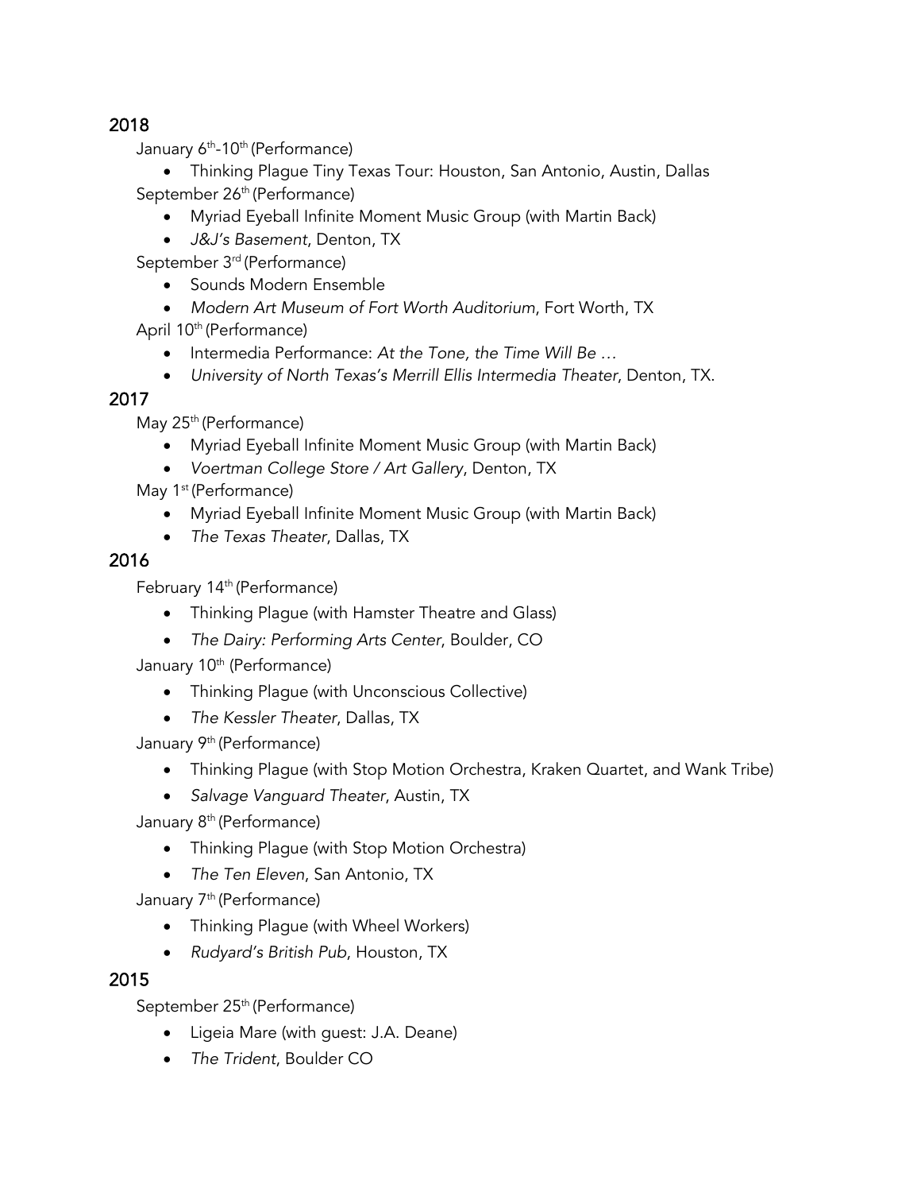## 2018

January 6th-10th (Performance)

- Thinking Plague Tiny Texas Tour: Houston, San Antonio, Austin, Dallas

September 26th (Performance)

- Myriad Eyeball Infinite Moment Music Group (with Martin Back)
- *J&J's Basement*, Denton, TX

September 3rd (Performance)

- Sounds Modern Ensemble
- *Modern Art Museum of Fort Worth Auditorium*, Fort Worth, TX

April 10th (Performance)

- Intermedia Performance: *At the Tone, the Time Will Be …*
- *University of North Texas's Merrill Ellis Intermedia Theater*, Denton, TX.

## 2017

May 25th (Performance)

- Myriad Eyeball Infinite Moment Music Group (with Martin Back)
- *Voertman College Store / Art Gallery*, Denton, TX

May 1st (Performance)

- Myriad Eyeball Infinite Moment Music Group (with Martin Back)
- *The Texas Theater*, Dallas, TX

## 2016

February 14th (Performance)

- Thinking Plague (with Hamster Theatre and Glass)
- *The Dairy: Performing Arts Center*, Boulder, CO

January 10th (Performance)

- Thinking Plague (with Unconscious Collective)
- *The Kessler Theater*, Dallas, TX

January 9th (Performance)

- Thinking Plague (with Stop Motion Orchestra, Kraken Quartet, and Wank Tribe)
- *Salvage Vanguard Theater*, Austin, TX

January 8th (Performance)

- Thinking Plague (with Stop Motion Orchestra)
- *The Ten Eleven*, San Antonio, TX

January 7th (Performance)

- Thinking Plague (with Wheel Workers)
- *Rudyard's British Pub*, Houston, TX

## 2015

September 25th (Performance)

- Ligeia Mare (with guest: J.A. Deane)
- *The Trident*, Boulder CO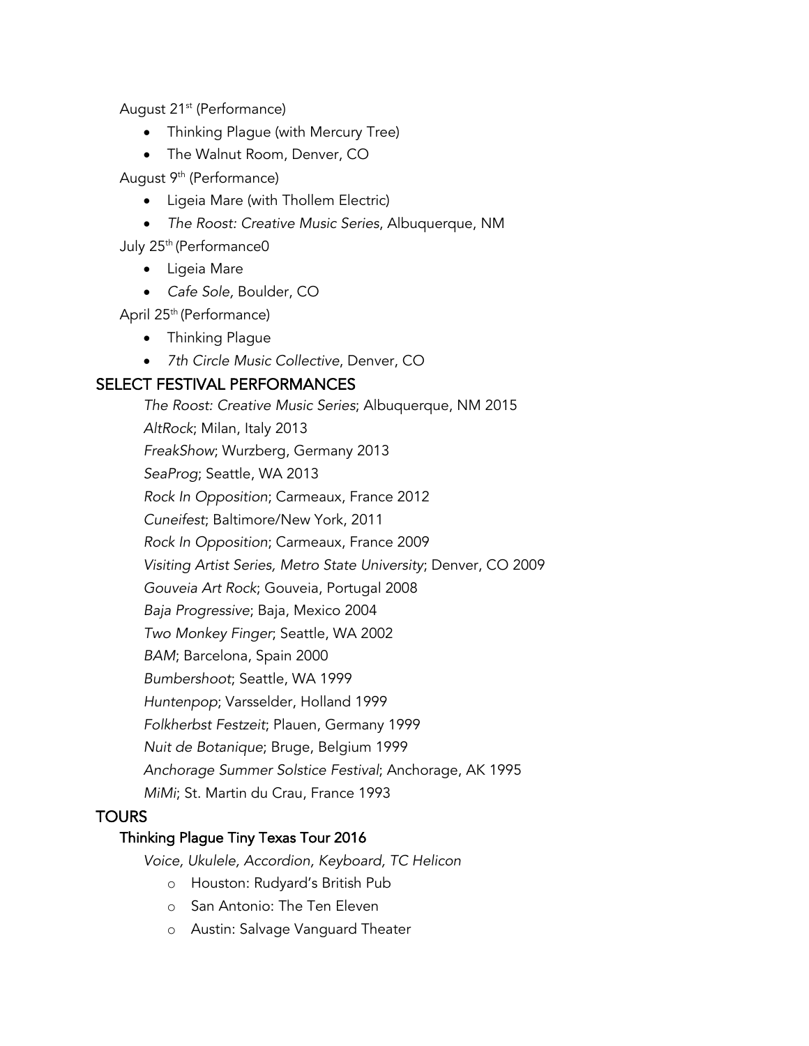August 21st (Performance)

- Thinking Plague (with Mercury Tree)
- The Walnut Room, Denver, CO

August 9th (Performance)

- Ligeia Mare (with Thollem Electric)
- *The Roost: Creative Music Series*, Albuquerque, NM

July 25th (Performance0

- Ligeia Mare
- *Cafe Sole*, Boulder, CO

April 25th (Performance)

- Thinking Plague
- *7th Circle Music Collective*, Denver, CO

## SELECT FESTIVAL PERFORMANCES

*The Roost: Creative Music Series*; Albuquerque, NM 2015
*AltRock*; Milan, Italy 2013
*FreakShow*; Wurzberg, Germany 2013
*SeaProg*; Seattle, WA 2013
*Rock In Opposition*; Carmeaux, France 2012
*Cuneifest*; Baltimore/New York, 2011
*Rock In Opposition*; Carmeaux, France 2009
*Visiting Artist Series, Metro State University*; Denver, CO 2009
*Gouveia Art Rock*; Gouveia, Portugal 2008
*Baja Progressive*; Baja, Mexico 2004
*Two Monkey Finger*; Seattle, WA 2002
*BAM*; Barcelona, Spain 2000
*Bumbershoot*; Seattle, WA 1999
*Huntenpop*; Varsselder, Holland 1999
*Folkherbst Festzeit*; Plauen, Germany 1999
*Nuit de Botanique*; Bruge, Belgium 1999
*Anchorage Summer Solstice Festival*; Anchorage, AK 1995
*MiMi*; St. Martin du Crau, France 1993

## TOURS

### Thinking Plague Tiny Texas Tour 2016

*Voice, Ukulele, Accordion, Keyboard, TC Helicon*

- Houston: Rudyard's British Pub
- San Antonio: The Ten Eleven
- Austin: Salvage Vanguard Theater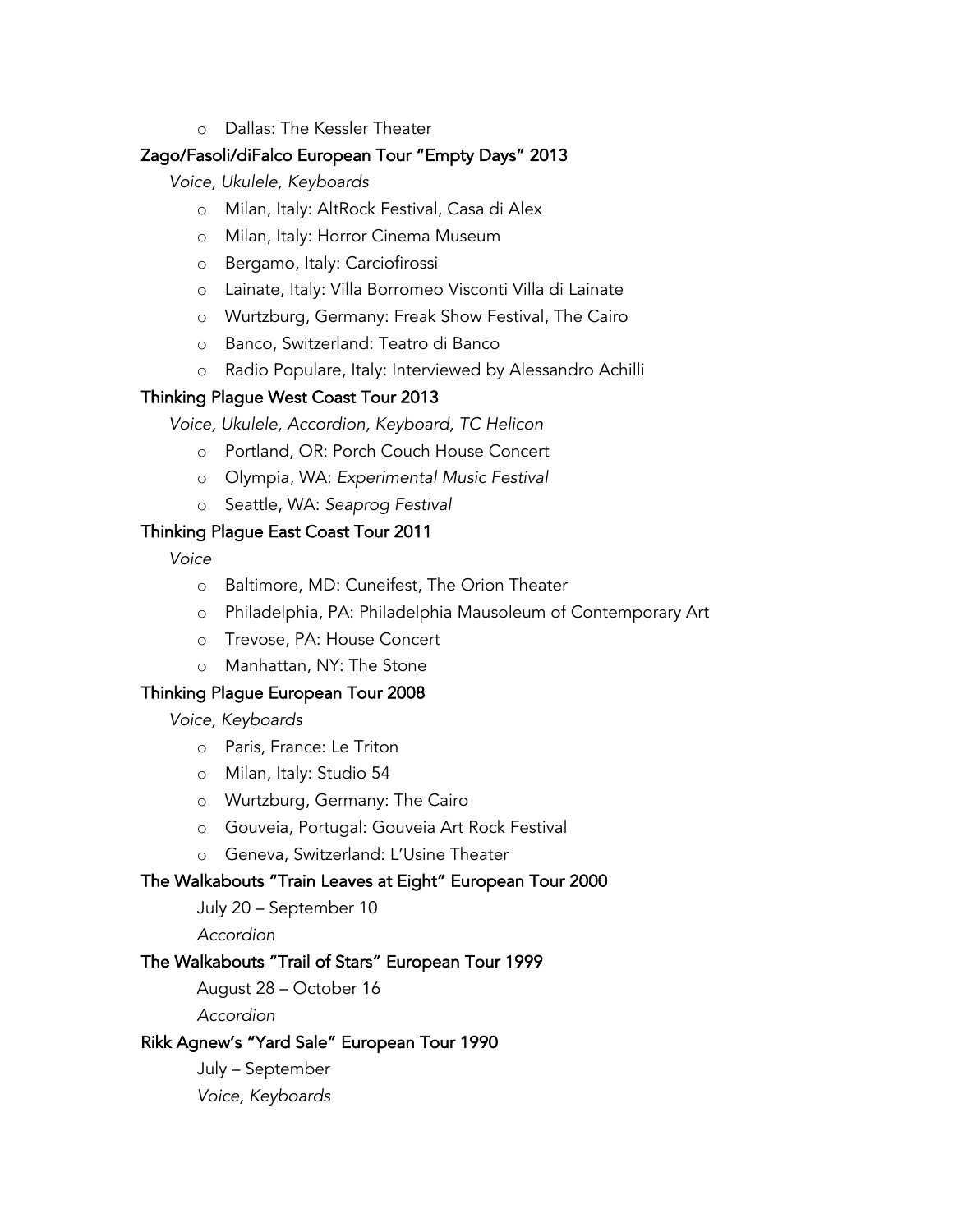- Dallas: The Kessler Theater

### Zago/Fasoli/diFalco European Tour "Empty Days" 2013

*Voice, Ukulele, Keyboards*

- Milan, Italy: AltRock Festival, Casa di Alex
- Milan, Italy: Horror Cinema Museum
- Bergamo, Italy: Carciofirossi
- Lainate, Italy: Villa Borromeo Visconti Villa di Lainate
- Wurtzburg, Germany: Freak Show Festival, The Cairo
- Banco, Switzerland: Teatro di Banco
- Radio Populare, Italy: Interviewed by Alessandro Achilli

### Thinking Plague West Coast Tour 2013

*Voice, Ukulele, Accordion, Keyboard, TC Helicon*

- Portland, OR: Porch Couch House Concert
- Olympia, WA: *Experimental Music Festival*
- Seattle, WA: *Seaprog Festival*

### Thinking Plague East Coast Tour 2011

*Voice*

- Baltimore, MD: Cuneifest, The Orion Theater
- Philadelphia, PA: Philadelphia Mausoleum of Contemporary Art
- Trevose, PA: House Concert
- Manhattan, NY: The Stone

### Thinking Plague European Tour 2008

*Voice, Keyboards*

- Paris, France: Le Triton
- Milan, Italy: Studio 54
- Wurtzburg, Germany: The Cairo
- Gouveia, Portugal: Gouveia Art Rock Festival
- Geneva, Switzerland: L'Usine Theater

### The Walkabouts "Train Leaves at Eight" European Tour 2000

July 20 – September 10

*Accordion*

### The Walkabouts "Trail of Stars" European Tour 1999

August 28 – October 16

*Accordion*

### Rikk Agnew's "Yard Sale" European Tour 1990

July – September

*Voice, Keyboards*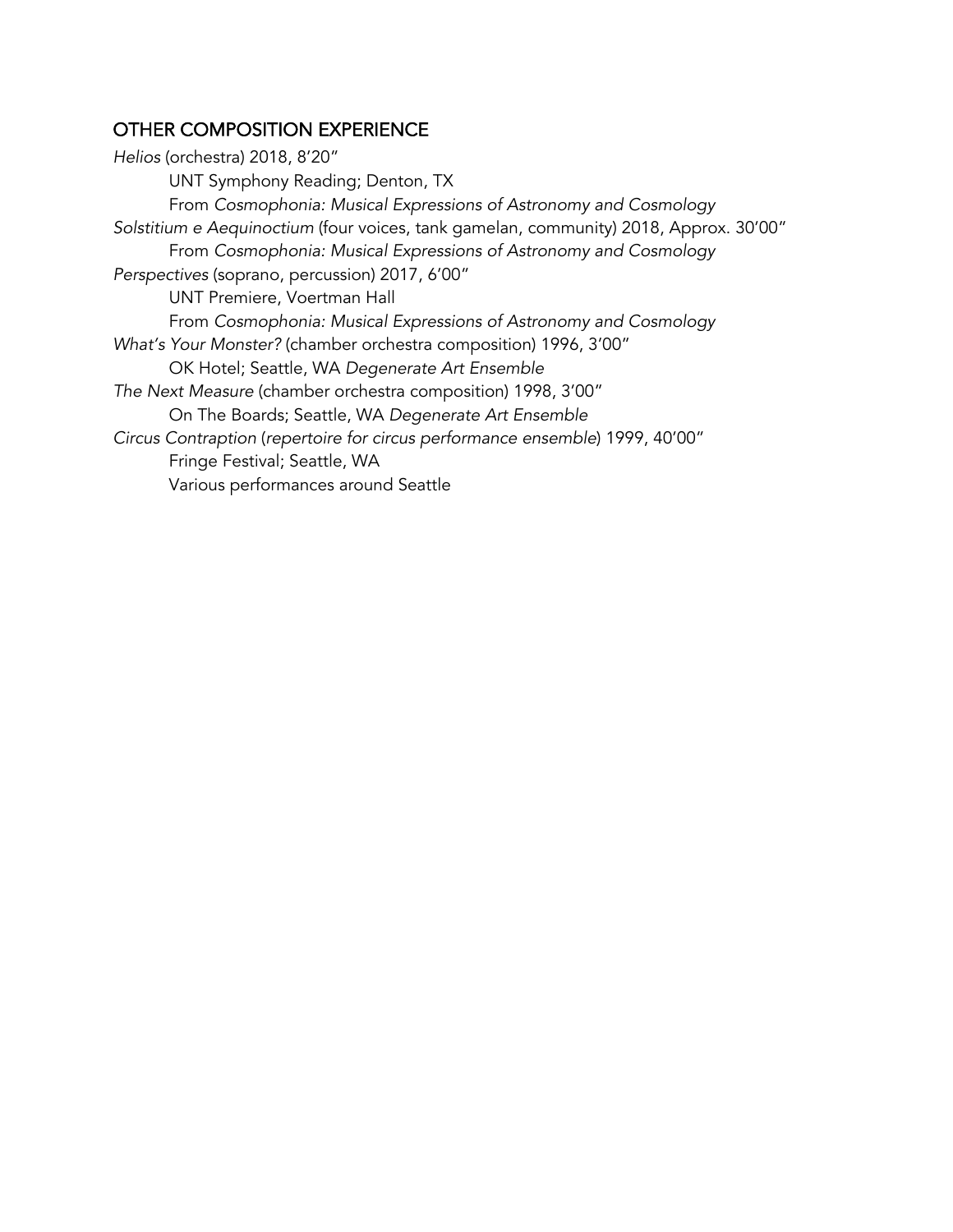## OTHER COMPOSITION EXPERIENCE

*Helios* (orchestra) 2018, 8'20"
    UNT Symphony Reading; Denton, TX
    From *Cosmophonia: Musical Expressions of Astronomy and Cosmology*

*Solstitium e Aequinoctium* (four voices, tank gamelan, community) 2018, Approx. 30'00"
    From *Cosmophonia: Musical Expressions of Astronomy and Cosmology*

*Perspectives* (soprano, percussion) 2017, 6'00"
    UNT Premiere, Voertman Hall
    From *Cosmophonia: Musical Expressions of Astronomy and Cosmology*

*What's Your Monster?* (chamber orchestra composition) 1996, 3'00"
    OK Hotel; Seattle, WA *Degenerate Art Ensemble*

*The Next Measure* (chamber orchestra composition) 1998, 3'00"
    On The Boards; Seattle, WA *Degenerate Art Ensemble*

*Circus Contraption* (*repertoire for circus performance ensemble*) 1999, 40'00"
    Fringe Festival; Seattle, WA
    Various performances around Seattle